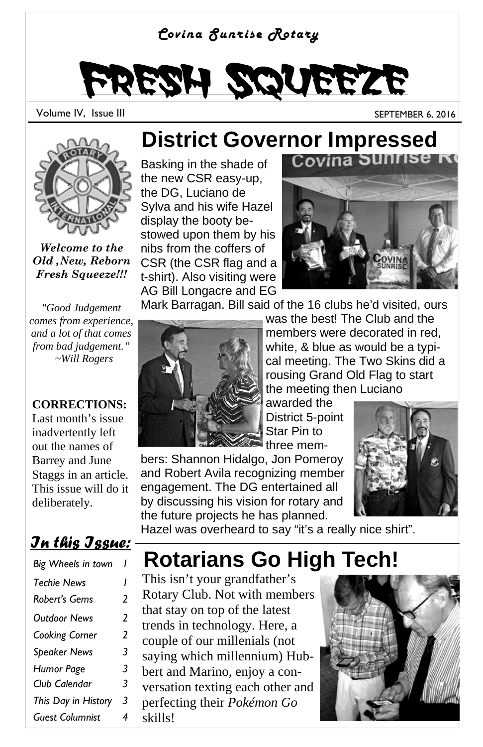*Covina Sunrise Rotary*

# FRESH SQUEEZE

Volume IV, Issue III

SEPTEMBER 6, 2016

***Welcome to the Old ,New, Reborn Fresh Squeeze!!!***

*"Good Judgement comes from experience, and a lot of that comes from bad judgement." ~Will Rogers*

**CORRECTIONS:** Last month's issue inadvertently left out the names of Barrey and June Staggs in an article. This issue will do it deliberately.

***In this Issue:***

| | |
|---|---|
| Big Wheels in town | 1 |
| Techie News | 1 |
| Robert's Gems | 2 |
| Outdoor News | 2 |
| Cooking Corner | 2 |
| Speaker News | 3 |
| Humor Page | 3 |
| Club Calendar | 3 |
| This Day in History | 3 |
| Guest Columnist | 4 |

## District Governor Impressed

Basking in the shade of the new CSR easy-up, the DG, Luciano de Sylva and his wife Hazel display the booty bestowed upon them by his nibs from the coffers of CSR (the CSR flag and a t-shirt). Also visiting were AG Bill Longacre and EG Mark Barragan. Bill said of the 16 clubs he'd visited, ours was the best! The Club and the members were decorated in red, white, & blue as would be a typical meeting. The Two Skins did a rousing Grand Old Flag to start the meeting then Luciano awarded the District 5-point Star Pin to three members: Shannon Hidalgo, Jon Pomeroy and Robert Avila recognizing member engagement. The DG entertained all by discussing his vision for rotary and the future projects he has planned. Hazel was overheard to say "it's a really nice shirt".

## Rotarians Go High Tech!

This isn't your grandfather's Rotary Club. Not with members that stay on top of the latest trends in technology. Here, a couple of our millenials (not saying which millennium) Hubbert and Marino, enjoy a conversation texting each other and perfecting their *Pokémon Go* skills!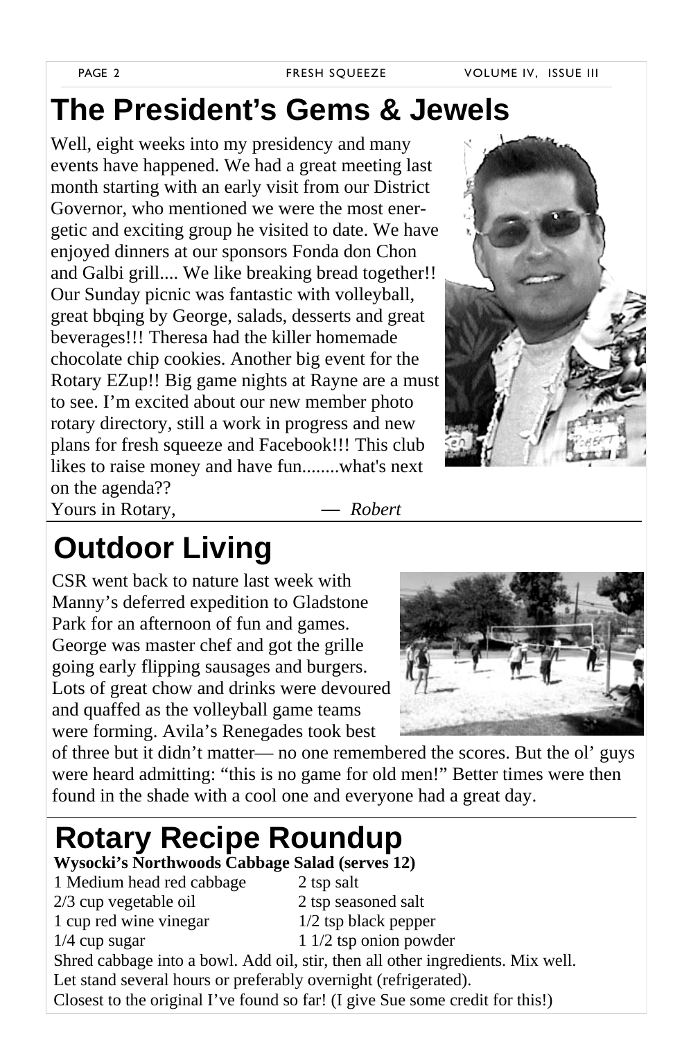# The President's Gems & Jewels

Well, eight weeks into my presidency and many events have happened. We had a great meeting last month starting with an early visit from our District Governor, who mentioned we were the most energetic and exciting group he visited to date. We have enjoyed dinners at our sponsors Fonda don Chon and Galbi grill.... We like breaking bread together!! Our Sunday picnic was fantastic with volleyball, great bbqing by George, salads, desserts and great beverages!!! Theresa had the killer homemade chocolate chip cookies. Another big event for the Rotary EZup!! Big game nights at Rayne are a must to see. I'm excited about our new member photo rotary directory, still a work in progress and new plans for fresh squeeze and Facebook!!! This club likes to raise money and have fun........what's next on the agenda??

Yours in Rotary, — *Robert*

# Outdoor Living

CSR went back to nature last week with Manny's deferred expedition to Gladstone Park for an afternoon of fun and games. George was master chef and got the grille going early flipping sausages and burgers. Lots of great chow and drinks were devoured and quaffed as the volleyball game teams were forming. Avila's Renegades took best of three but it didn't matter— no one remembered the scores. But the ol' guys were heard admitting: "this is no game for old men!" Better times were then found in the shade with a cool one and everyone had a great day.

# Rotary Recipe Roundup

**Wysocki's Northwoods Cabbage Salad (serves 12)**

- 1 Medium head red cabbage
- 2/3 cup vegetable oil
- 1 cup red wine vinegar
- 1/4 cup sugar
- 2 tsp salt
- 2 tsp seasoned salt
- 1/2 tsp black pepper
- 1 1/2 tsp onion powder

Shred cabbage into a bowl. Add oil, stir, then all other ingredients. Mix well.
Let stand several hours or preferably overnight (refrigerated).
Closest to the original I've found so far! (I give Sue some credit for this!)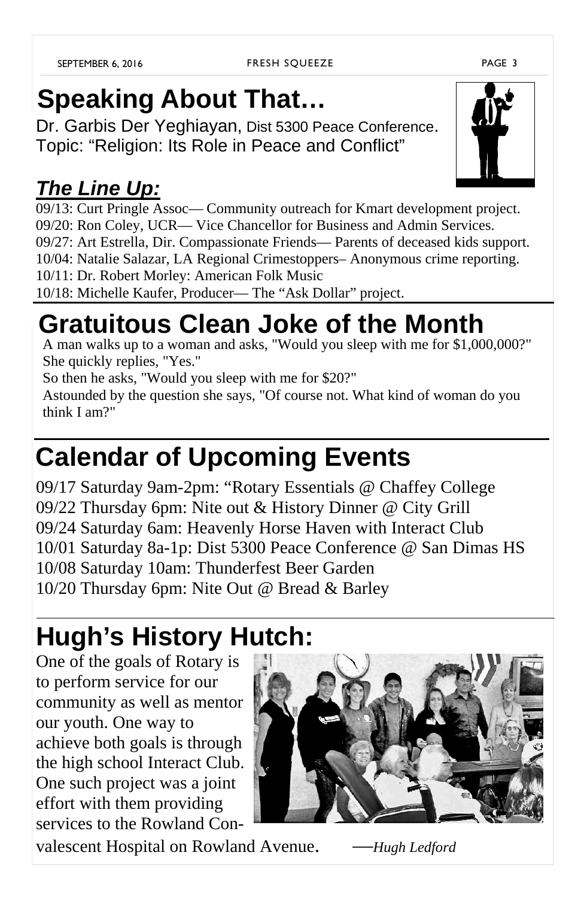# Speaking About That…

Dr. Garbis Der Yeghiayan, Dist 5300 Peace Conference.
Topic: "Religion: Its Role in Peace and Conflict"

## ***The Line Up:***

09/13: Curt Pringle Assoc— Community outreach for Kmart development project.
09/20: Ron Coley, UCR— Vice Chancellor for Business and Admin Services.
09/27: Art Estrella, Dir. Compassionate Friends— Parents of deceased kids support.
10/04: Natalie Salazar, LA Regional Crimestoppers– Anonymous crime reporting.
10/11: Dr. Robert Morley: American Folk Music
10/18: Michelle Kaufer, Producer— The "Ask Dollar" project.

# Gratuitous Clean Joke of the Month

A man walks up to a woman and asks, "Would you sleep with me for $1,000,000?" She quickly replies, "Yes."

So then he asks, "Would you sleep with me for $20?"

Astounded by the question she says, "Of course not. What kind of woman do you think I am?"

# Calendar of Upcoming Events

09/17 Saturday 9am-2pm: "Rotary Essentials @ Chaffey College
09/22 Thursday 6pm: Nite out & History Dinner @ City Grill
09/24 Saturday 6am: Heavenly Horse Haven with Interact Club
10/01 Saturday 8a-1p: Dist 5300 Peace Conference @ San Dimas HS
10/08 Saturday 10am: Thunderfest Beer Garden
10/20 Thursday 6pm: Nite Out @ Bread & Barley

# Hugh's History Hutch:

One of the goals of Rotary is to perform service for our community as well as mentor our youth. One way to achieve both goals is through the high school Interact Club. One such project was a joint effort with them providing services to the Rowland Convalescent Hospital on Rowland Avenue. —*Hugh Ledford*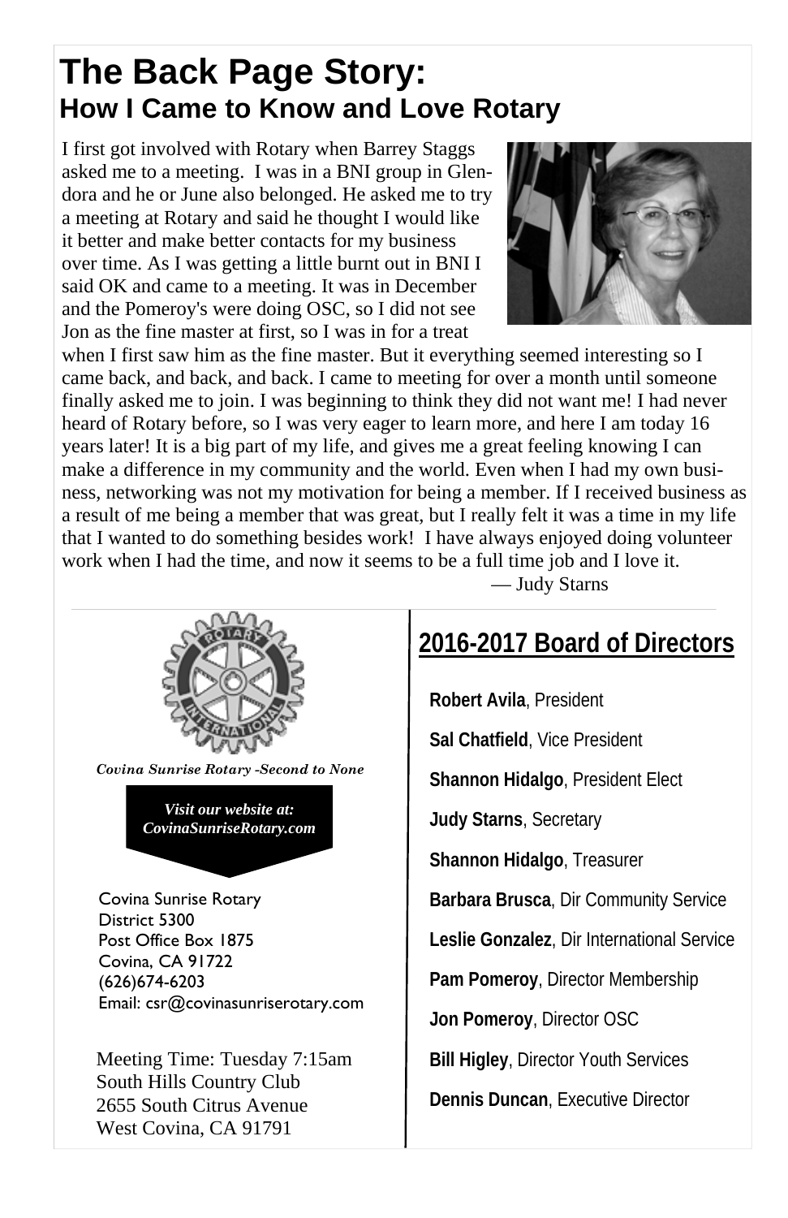# The Back Page Story:

## How I Came to Know and Love Rotary

I first got involved with Rotary when Barrey Staggs asked me to a meeting. I was in a BNI group in Glendora and he or June also belonged. He asked me to try a meeting at Rotary and said he thought I would like it better and make better contacts for my business over time. As I was getting a little burnt out in BNI I said OK and came to a meeting. It was in December and the Pomeroy's were doing OSC, so I did not see Jon as the fine master at first, so I was in for a treat when I first saw him as the fine master. But it everything seemed interesting so I came back, and back, and back. I came to meeting for over a month until someone finally asked me to join. I was beginning to think they did not want me! I had never heard of Rotary before, so I was very eager to learn more, and here I am today 16 years later! It is a big part of my life, and gives me a great feeling knowing I can make a difference in my community and the world. Even when I had my own business, networking was not my motivation for being a member. If I received business as a result of me being a member that was great, but I really felt it was a time in my life that I wanted to do something besides work! I have always enjoyed doing volunteer work when I had the time, and now it seems to be a full time job and I love it.

— Judy Starns

*Covina Sunrise Rotary -Second to None*

***Visit our website at: CovinaSunriseRotary.com***

Covina Sunrise Rotary
District 5300
Post Office Box 1875
Covina, CA 91722
(626)674-6203
Email: csr@covinasunriserotary.com

Meeting Time: Tuesday 7:15am
South Hills Country Club
2655 South Citrus Avenue
West Covina, CA 91791

## 2016-2017 Board of Directors

**Robert Avila**, President

**Sal Chatfield**, Vice President

**Shannon Hidalgo**, President Elect

**Judy Starns**, Secretary

**Shannon Hidalgo**, Treasurer

**Barbara Brusca**, Dir Community Service

**Leslie Gonzalez**, Dir International Service

**Pam Pomeroy**, Director Membership

**Jon Pomeroy**, Director OSC

**Bill Higley**, Director Youth Services

**Dennis Duncan**, Executive Director